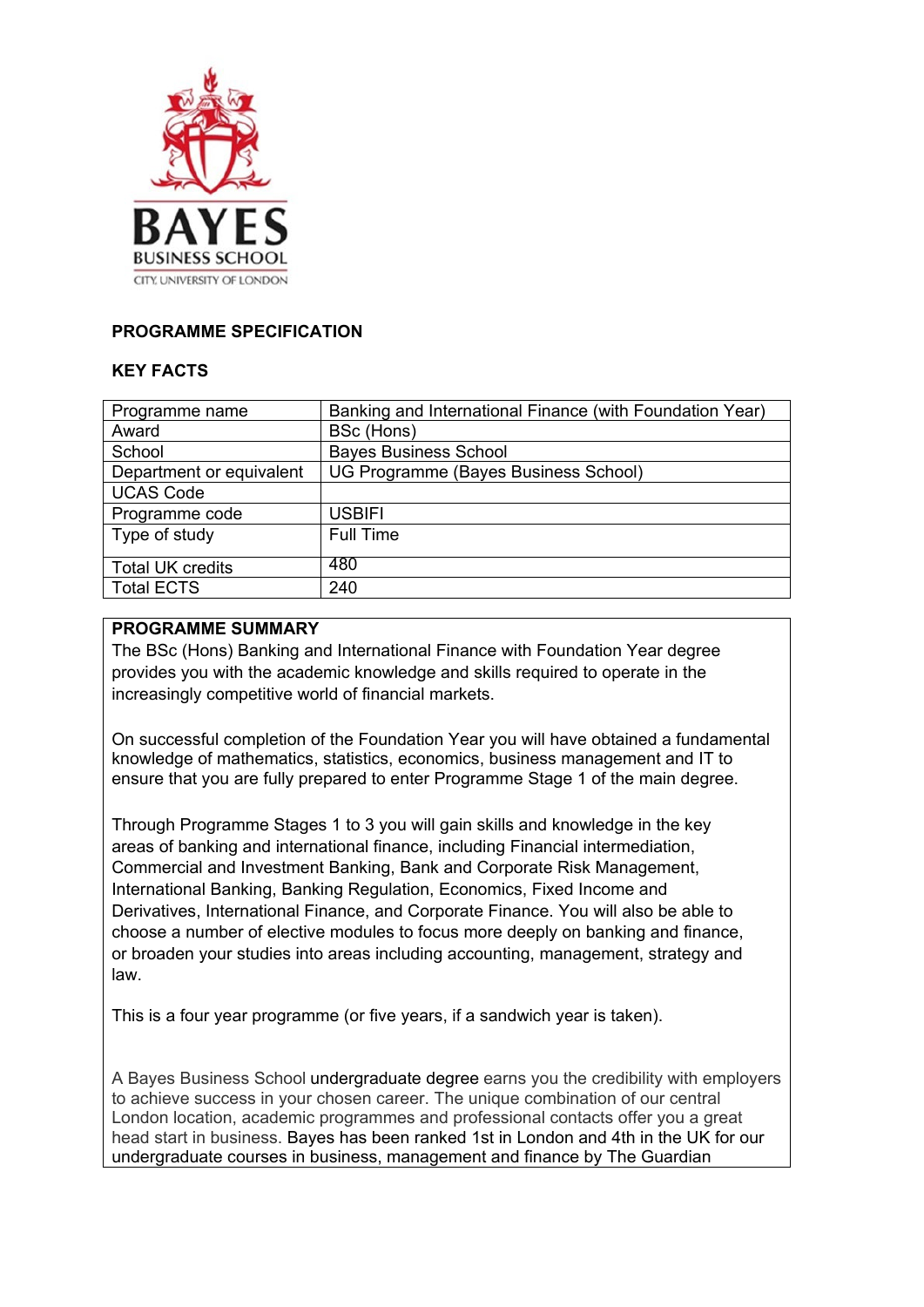**PROGRAMME SPECIFICATION**

**KEY FACTS**

| | |
|---|---|
| Programme name | Banking and International Finance (with Foundation Year) |
| Award | BSc (Hons) |
| School | Bayes Business School |
| Department or equivalent | UG Programme (Bayes Business School) |
| UCAS Code | |
| Programme code | USBIFI |
| Type of study | Full Time |
| Total UK credits | 480 |
| Total ECTS | 240 |

**PROGRAMME SUMMARY**

The BSc (Hons) Banking and International Finance with Foundation Year degree provides you with the academic knowledge and skills required to operate in the increasingly competitive world of financial markets.

On successful completion of the Foundation Year you will have obtained a fundamental knowledge of mathematics, statistics, economics, business management and IT to ensure that you are fully prepared to enter Programme Stage 1 of the main degree.

Through Programme Stages 1 to 3 you will gain skills and knowledge in the key areas of banking and international finance, including Financial intermediation, Commercial and Investment Banking, Bank and Corporate Risk Management, International Banking, Banking Regulation, Economics, Fixed Income and Derivatives, International Finance, and Corporate Finance. You will also be able to choose a number of elective modules to focus more deeply on banking and finance, or broaden your studies into areas including accounting, management, strategy and law.

This is a four year programme (or five years, if a sandwich year is taken).

A Bayes Business School undergraduate degree earns you the credibility with employers to achieve success in your chosen career. The unique combination of our central London location, academic programmes and professional contacts offer you a great head start in business. Bayes has been ranked 1st in London and 4th in the UK for our undergraduate courses in business, management and finance by The Guardian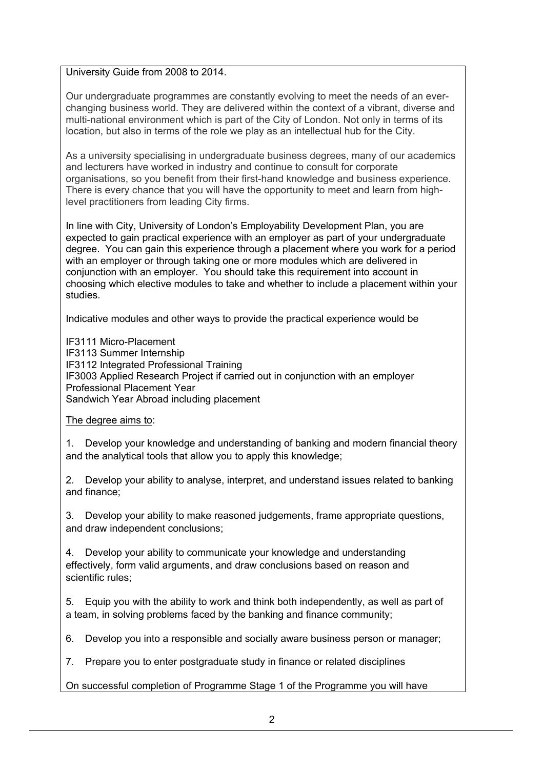University Guide from 2008 to 2014.

Our undergraduate programmes are constantly evolving to meet the needs of an ever-changing business world. They are delivered within the context of a vibrant, diverse and multi-national environment which is part of the City of London. Not only in terms of its location, but also in terms of the role we play as an intellectual hub for the City.

As a university specialising in undergraduate business degrees, many of our academics and lecturers have worked in industry and continue to consult for corporate organisations, so you benefit from their first-hand knowledge and business experience. There is every chance that you will have the opportunity to meet and learn from high-level practitioners from leading City firms.

In line with City, University of London's Employability Development Plan, you are expected to gain practical experience with an employer as part of your undergraduate degree. You can gain this experience through a placement where you work for a period with an employer or through taking one or more modules which are delivered in conjunction with an employer. You should take this requirement into account in choosing which elective modules to take and whether to include a placement within your studies.

Indicative modules and other ways to provide the practical experience would be

IF3111 Micro-Placement
IF3113 Summer Internship
IF3112 Integrated Professional Training
IF3003 Applied Research Project if carried out in conjunction with an employer
Professional Placement Year
Sandwich Year Abroad including placement

<u>The degree aims to</u>:

1. Develop your knowledge and understanding of banking and modern financial theory and the analytical tools that allow you to apply this knowledge;

2. Develop your ability to analyse, interpret, and understand issues related to banking and finance;

3. Develop your ability to make reasoned judgements, frame appropriate questions, and draw independent conclusions;

4. Develop your ability to communicate your knowledge and understanding effectively, form valid arguments, and draw conclusions based on reason and scientific rules;

5. Equip you with the ability to work and think both independently, as well as part of a team, in solving problems faced by the banking and finance community;

6. Develop you into a responsible and socially aware business person or manager;

7. Prepare you to enter postgraduate study in finance or related disciplines

On successful completion of Programme Stage 1 of the Programme you will have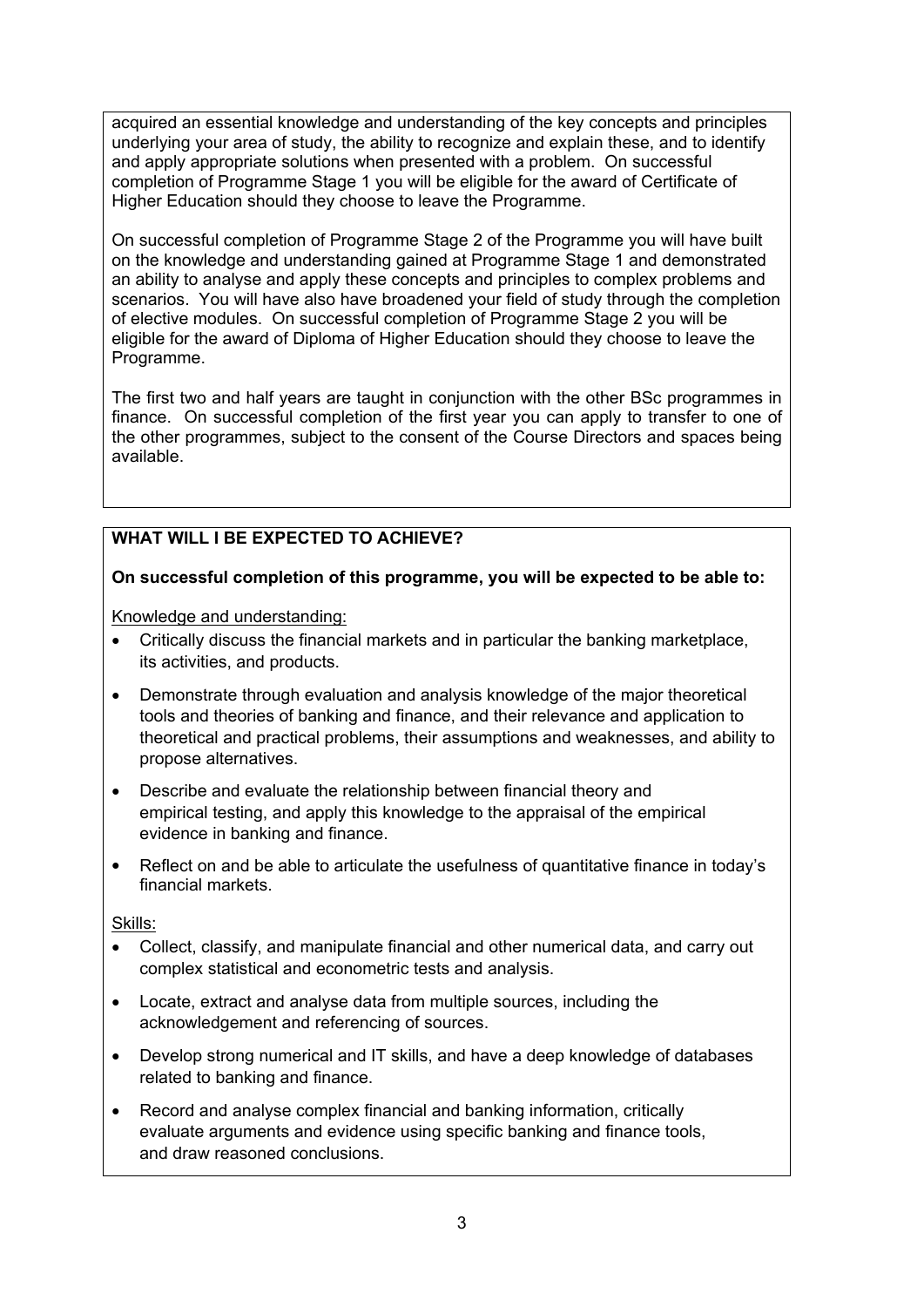acquired an essential knowledge and understanding of the key concepts and principles underlying your area of study, the ability to recognize and explain these, and to identify and apply appropriate solutions when presented with a problem. On successful completion of Programme Stage 1 you will be eligible for the award of Certificate of Higher Education should they choose to leave the Programme.

On successful completion of Programme Stage 2 of the Programme you will have built on the knowledge and understanding gained at Programme Stage 1 and demonstrated an ability to analyse and apply these concepts and principles to complex problems and scenarios. You will have also have broadened your field of study through the completion of elective modules. On successful completion of Programme Stage 2 you will be eligible for the award of Diploma of Higher Education should they choose to leave the Programme.

The first two and half years are taught in conjunction with the other BSc programmes in finance. On successful completion of the first year you can apply to transfer to one of the other programmes, subject to the consent of the Course Directors and spaces being available.

## WHAT WILL I BE EXPECTED TO ACHIEVE?

**On successful completion of this programme, you will be expected to be able to:**

Knowledge and understanding:

- Critically discuss the financial markets and in particular the banking marketplace, its activities, and products.
- Demonstrate through evaluation and analysis knowledge of the major theoretical tools and theories of banking and finance, and their relevance and application to theoretical and practical problems, their assumptions and weaknesses, and ability to propose alternatives.
- Describe and evaluate the relationship between financial theory and empirical testing, and apply this knowledge to the appraisal of the empirical evidence in banking and finance.
- Reflect on and be able to articulate the usefulness of quantitative finance in today's financial markets.

Skills:

- Collect, classify, and manipulate financial and other numerical data, and carry out complex statistical and econometric tests and analysis.
- Locate, extract and analyse data from multiple sources, including the acknowledgement and referencing of sources.
- Develop strong numerical and IT skills, and have a deep knowledge of databases related to banking and finance.
- Record and analyse complex financial and banking information, critically evaluate arguments and evidence using specific banking and finance tools, and draw reasoned conclusions.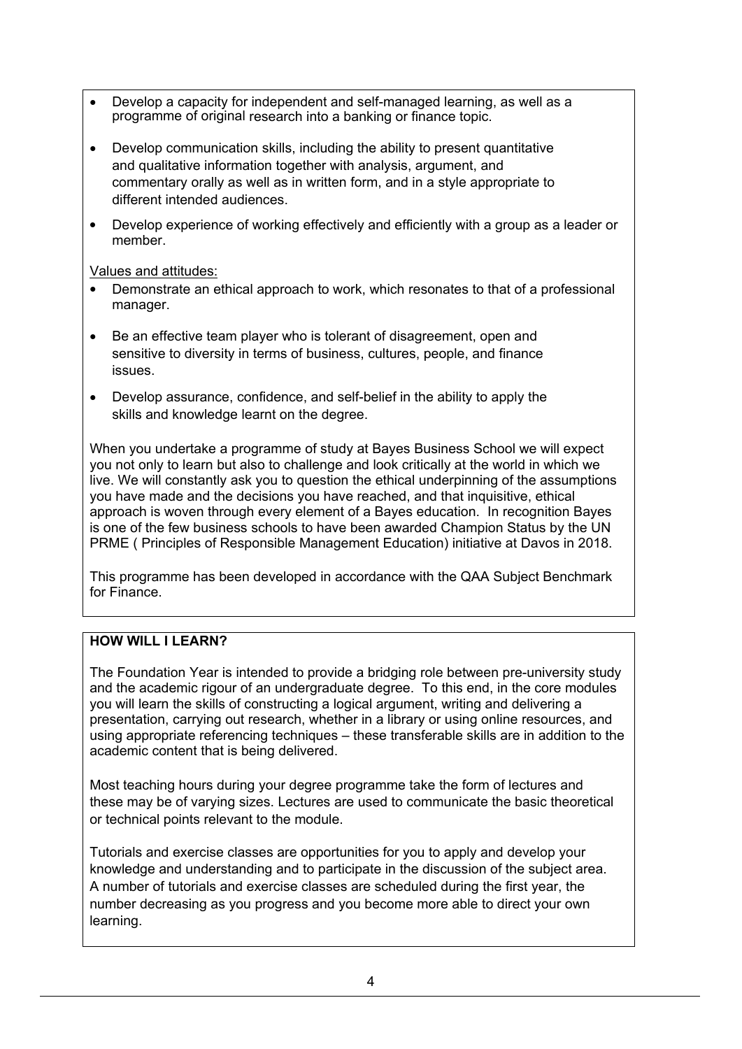- Develop a capacity for independent and self-managed learning, as well as a programme of original research into a banking or finance topic.
- Develop communication skills, including the ability to present quantitative and qualitative information together with analysis, argument, and commentary orally as well as in written form, and in a style appropriate to different intended audiences.
- Develop experience of working effectively and efficiently with a group as a leader or member.

Values and attitudes:

- Demonstrate an ethical approach to work, which resonates to that of a professional manager.
- Be an effective team player who is tolerant of disagreement, open and sensitive to diversity in terms of business, cultures, people, and finance issues.
- Develop assurance, confidence, and self-belief in the ability to apply the skills and knowledge learnt on the degree.

When you undertake a programme of study at Bayes Business School we will expect you not only to learn but also to challenge and look critically at the world in which we live. We will constantly ask you to question the ethical underpinning of the assumptions you have made and the decisions you have reached, and that inquisitive, ethical approach is woven through every element of a Bayes education. In recognition Bayes is one of the few business schools to have been awarded Champion Status by the UN PRME ( Principles of Responsible Management Education) initiative at Davos in 2018.

This programme has been developed in accordance with the QAA Subject Benchmark for Finance.

**HOW WILL I LEARN?**

The Foundation Year is intended to provide a bridging role between pre-university study and the academic rigour of an undergraduate degree. To this end, in the core modules you will learn the skills of constructing a logical argument, writing and delivering a presentation, carrying out research, whether in a library or using online resources, and using appropriate referencing techniques – these transferable skills are in addition to the academic content that is being delivered.

Most teaching hours during your degree programme take the form of lectures and these may be of varying sizes. Lectures are used to communicate the basic theoretical or technical points relevant to the module.

Tutorials and exercise classes are opportunities for you to apply and develop your knowledge and understanding and to participate in the discussion of the subject area. A number of tutorials and exercise classes are scheduled during the first year, the number decreasing as you progress and you become more able to direct your own learning.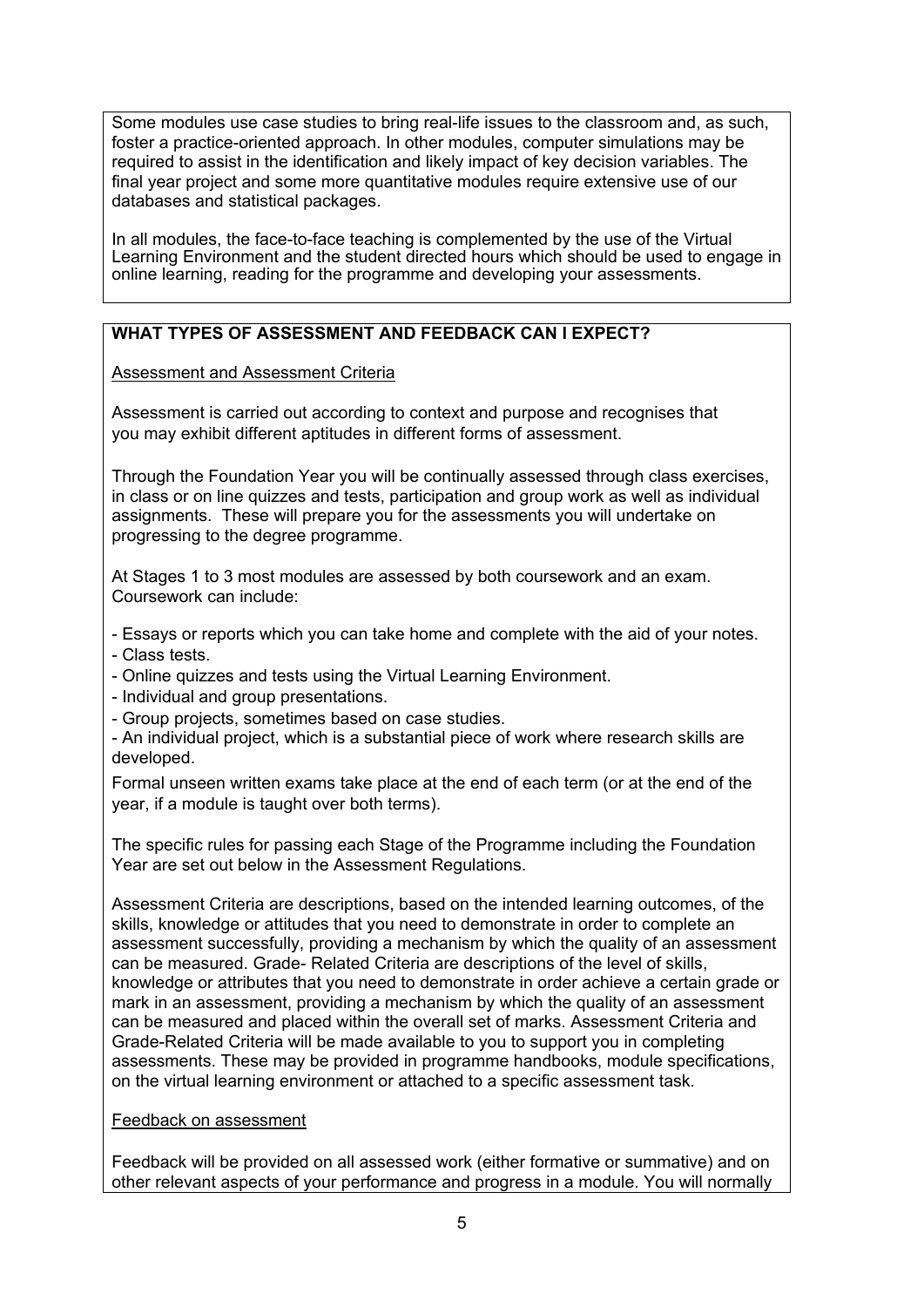Some modules use case studies to bring real-life issues to the classroom and, as such, foster a practice-oriented approach. In other modules, computer simulations may be required to assist in the identification and likely impact of key decision variables. The final year project and some more quantitative modules require extensive use of our databases and statistical packages.

In all modules, the face-to-face teaching is complemented by the use of the Virtual Learning Environment and the student directed hours which should be used to engage in online learning, reading for the programme and developing your assessments.

## WHAT TYPES OF ASSESSMENT AND FEEDBACK CAN I EXPECT?

### Assessment and Assessment Criteria

Assessment is carried out according to context and purpose and recognises that you may exhibit different aptitudes in different forms of assessment.

Through the Foundation Year you will be continually assessed through class exercises, in class or on line quizzes and tests, participation and group work as well as individual assignments. These will prepare you for the assessments you will undertake on progressing to the degree programme.

At Stages 1 to 3 most modules are assessed by both coursework and an exam. Coursework can include:

- Essays or reports which you can take home and complete with the aid of your notes.
- Class tests.
- Online quizzes and tests using the Virtual Learning Environment.
- Individual and group presentations.
- Group projects, sometimes based on case studies.
- An individual project, which is a substantial piece of work where research skills are developed.

Formal unseen written exams take place at the end of each term (or at the end of the year, if a module is taught over both terms).

The specific rules for passing each Stage of the Programme including the Foundation Year are set out below in the Assessment Regulations.

Assessment Criteria are descriptions, based on the intended learning outcomes, of the skills, knowledge or attitudes that you need to demonstrate in order to complete an assessment successfully, providing a mechanism by which the quality of an assessment can be measured. Grade- Related Criteria are descriptions of the level of skills, knowledge or attributes that you need to demonstrate in order achieve a certain grade or mark in an assessment, providing a mechanism by which the quality of an assessment can be measured and placed within the overall set of marks. Assessment Criteria and Grade-Related Criteria will be made available to you to support you in completing assessments. These may be provided in programme handbooks, module specifications, on the virtual learning environment or attached to a specific assessment task.

### Feedback on assessment

Feedback will be provided on all assessed work (either formative or summative) and on other relevant aspects of your performance and progress in a module. You will normally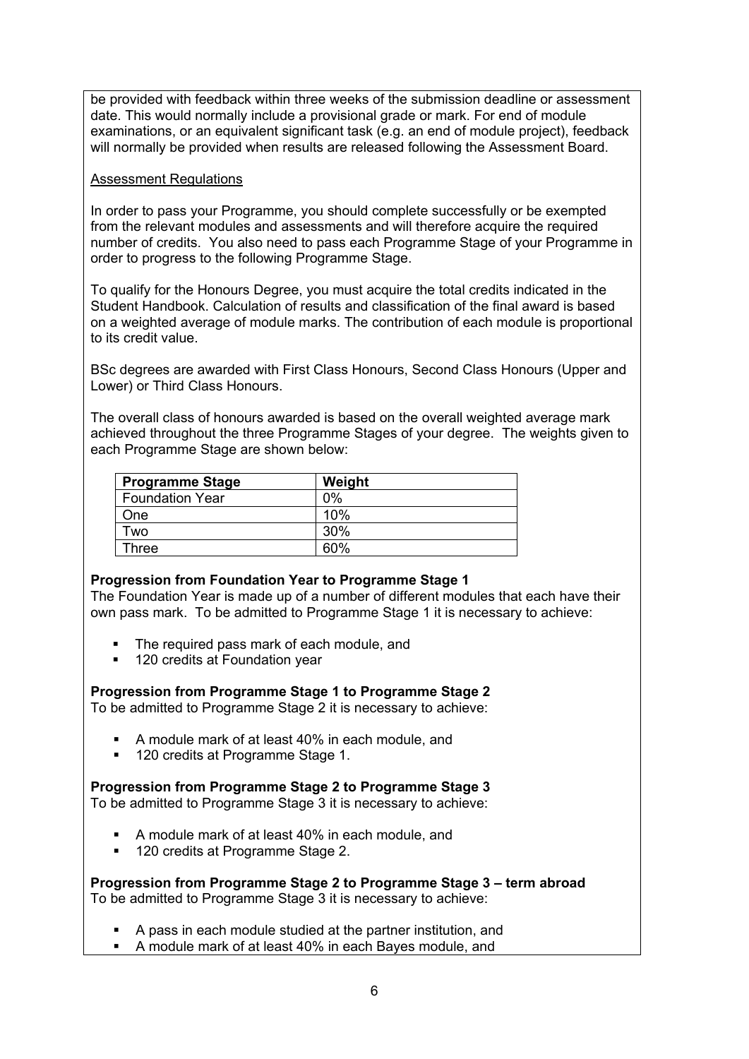be provided with feedback within three weeks of the submission deadline or assessment date. This would normally include a provisional grade or mark. For end of module examinations, or an equivalent significant task (e.g. an end of module project), feedback will normally be provided when results are released following the Assessment Board.

Assessment Regulations

In order to pass your Programme, you should complete successfully or be exempted from the relevant modules and assessments and will therefore acquire the required number of credits. You also need to pass each Programme Stage of your Programme in order to progress to the following Programme Stage.

To qualify for the Honours Degree, you must acquire the total credits indicated in the Student Handbook. Calculation of results and classification of the final award is based on a weighted average of module marks. The contribution of each module is proportional to its credit value.

BSc degrees are awarded with First Class Honours, Second Class Honours (Upper and Lower) or Third Class Honours.

The overall class of honours awarded is based on the overall weighted average mark achieved throughout the three Programme Stages of your degree. The weights given to each Programme Stage are shown below:

| **Programme Stage** | **Weight** |
|---|---|
| Foundation Year | 0% |
| One | 10% |
| Two | 30% |
| Three | 60% |

**Progression from Foundation Year to Programme Stage 1**

The Foundation Year is made up of a number of different modules that each have their own pass mark. To be admitted to Programme Stage 1 it is necessary to achieve:

- The required pass mark of each module, and
- 120 credits at Foundation year

**Progression from Programme Stage 1 to Programme Stage 2**

To be admitted to Programme Stage 2 it is necessary to achieve:

- A module mark of at least 40% in each module, and
- 120 credits at Programme Stage 1.

**Progression from Programme Stage 2 to Programme Stage 3**

To be admitted to Programme Stage 3 it is necessary to achieve:

- A module mark of at least 40% in each module, and
- 120 credits at Programme Stage 2.

**Progression from Programme Stage 2 to Programme Stage 3 – term abroad**

To be admitted to Programme Stage 3 it is necessary to achieve:

- A pass in each module studied at the partner institution, and
- A module mark of at least 40% in each Bayes module, and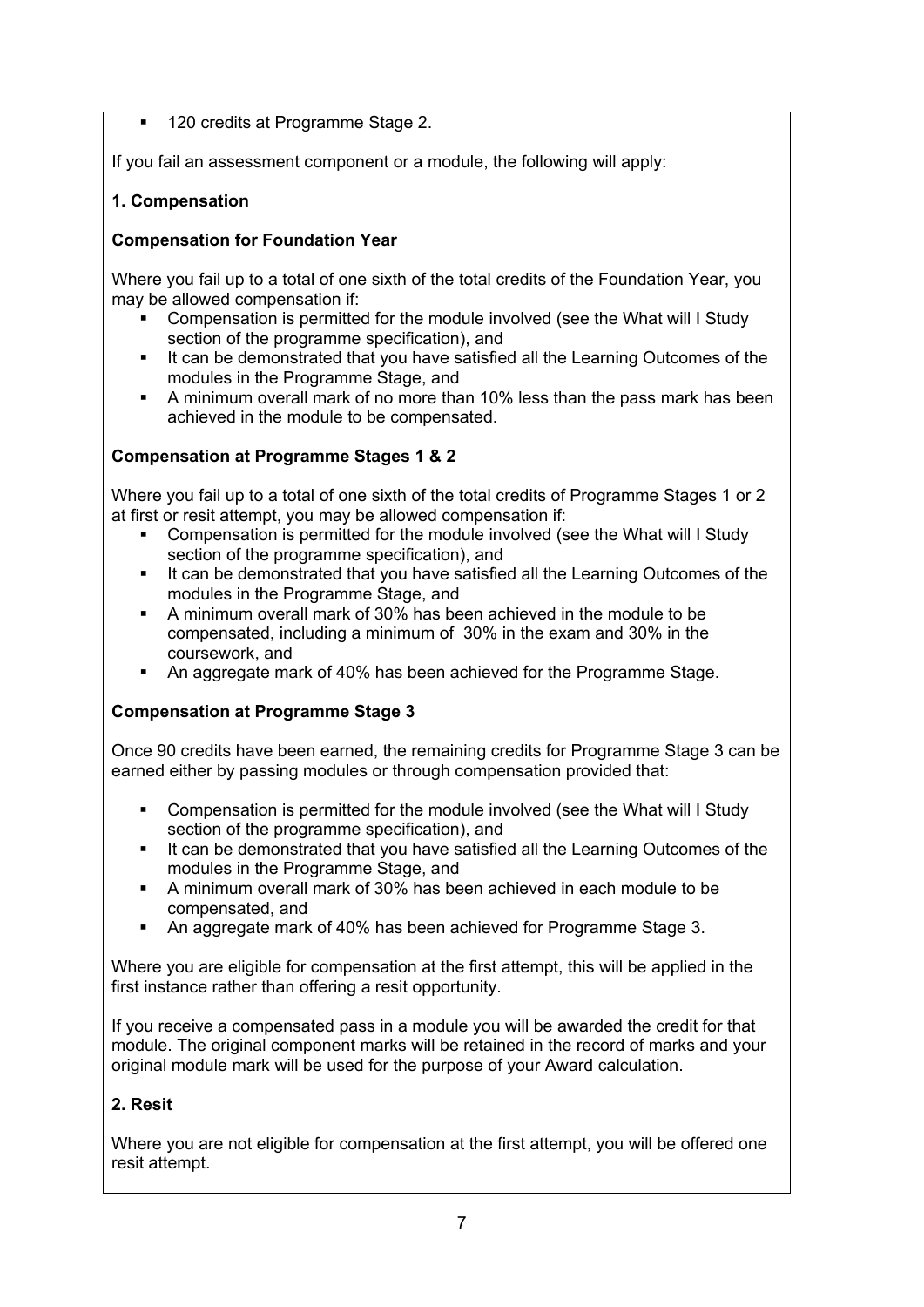- 120 credits at Programme Stage 2.

If you fail an assessment component or a module, the following will apply:

**1. Compensation**

**Compensation for Foundation Year**

Where you fail up to a total of one sixth of the total credits of the Foundation Year, you may be allowed compensation if:

- Compensation is permitted for the module involved (see the What will I Study section of the programme specification), and
- It can be demonstrated that you have satisfied all the Learning Outcomes of the modules in the Programme Stage, and
- A minimum overall mark of no more than 10% less than the pass mark has been achieved in the module to be compensated.

**Compensation at Programme Stages 1 & 2**

Where you fail up to a total of one sixth of the total credits of Programme Stages 1 or 2 at first or resit attempt, you may be allowed compensation if:

- Compensation is permitted for the module involved (see the What will I Study section of the programme specification), and
- It can be demonstrated that you have satisfied all the Learning Outcomes of the modules in the Programme Stage, and
- A minimum overall mark of 30% has been achieved in the module to be compensated, including a minimum of 30% in the exam and 30% in the coursework, and
- An aggregate mark of 40% has been achieved for the Programme Stage.

**Compensation at Programme Stage 3**

Once 90 credits have been earned, the remaining credits for Programme Stage 3 can be earned either by passing modules or through compensation provided that:

- Compensation is permitted for the module involved (see the What will I Study section of the programme specification), and
- It can be demonstrated that you have satisfied all the Learning Outcomes of the modules in the Programme Stage, and
- A minimum overall mark of 30% has been achieved in each module to be compensated, and
- An aggregate mark of 40% has been achieved for Programme Stage 3.

Where you are eligible for compensation at the first attempt, this will be applied in the first instance rather than offering a resit opportunity.

If you receive a compensated pass in a module you will be awarded the credit for that module. The original component marks will be retained in the record of marks and your original module mark will be used for the purpose of your Award calculation.

**2. Resit**

Where you are not eligible for compensation at the first attempt, you will be offered one resit attempt.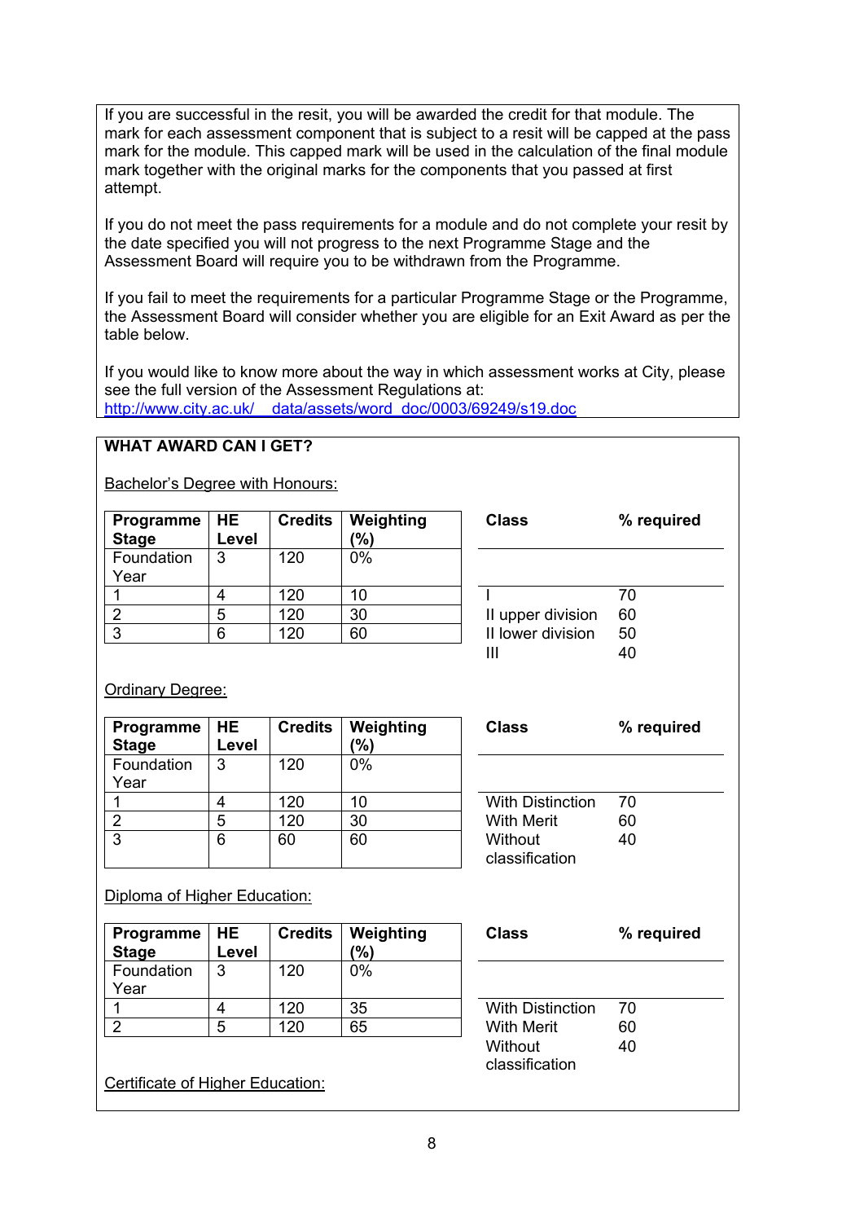If you are successful in the resit, you will be awarded the credit for that module. The mark for each assessment component that is subject to a resit will be capped at the pass mark for the module. This capped mark will be used in the calculation of the final module mark together with the original marks for the components that you passed at first attempt.

If you do not meet the pass requirements for a module and do not complete your resit by the date specified you will not progress to the next Programme Stage and the Assessment Board will require you to be withdrawn from the Programme.

If you fail to meet the requirements for a particular Programme Stage or the Programme, the Assessment Board will consider whether you are eligible for an Exit Award as per the table below.

If you would like to know more about the way in which assessment works at City, please see the full version of the Assessment Regulations at:
http://www.city.ac.uk/__data/assets/word_doc/0003/69249/s19.doc

**WHAT AWARD CAN I GET?**

Bachelor's Degree with Honours:

| Programme Stage | HE Level | Credits | Weighting (%) |
|---|---|---|---|
| Foundation Year | 3 | 120 | 0% |
| 1 | 4 | 120 | 10 |
| 2 | 5 | 120 | 30 |
| 3 | 6 | 120 | 60 |

| Class | % required |
|---|---|
| I | 70 |
| II upper division | 60 |
| II lower division | 50 |
| III | 40 |

Ordinary Degree:

| Programme Stage | HE Level | Credits | Weighting (%) |
|---|---|---|---|
| Foundation Year | 3 | 120 | 0% |
| 1 | 4 | 120 | 10 |
| 2 | 5 | 120 | 30 |
| 3 | 6 | 60 | 60 |

| Class | % required |
|---|---|
| With Distinction | 70 |
| With Merit | 60 |
| Without classification | 40 |

Diploma of Higher Education:

| Programme Stage | HE Level | Credits | Weighting (%) |
|---|---|---|---|
| Foundation Year | 3 | 120 | 0% |
| 1 | 4 | 120 | 35 |
| 2 | 5 | 120 | 65 |

| Class | % required |
|---|---|
| With Distinction | 70 |
| With Merit | 60 |
| Without classification | 40 |

Certificate of Higher Education: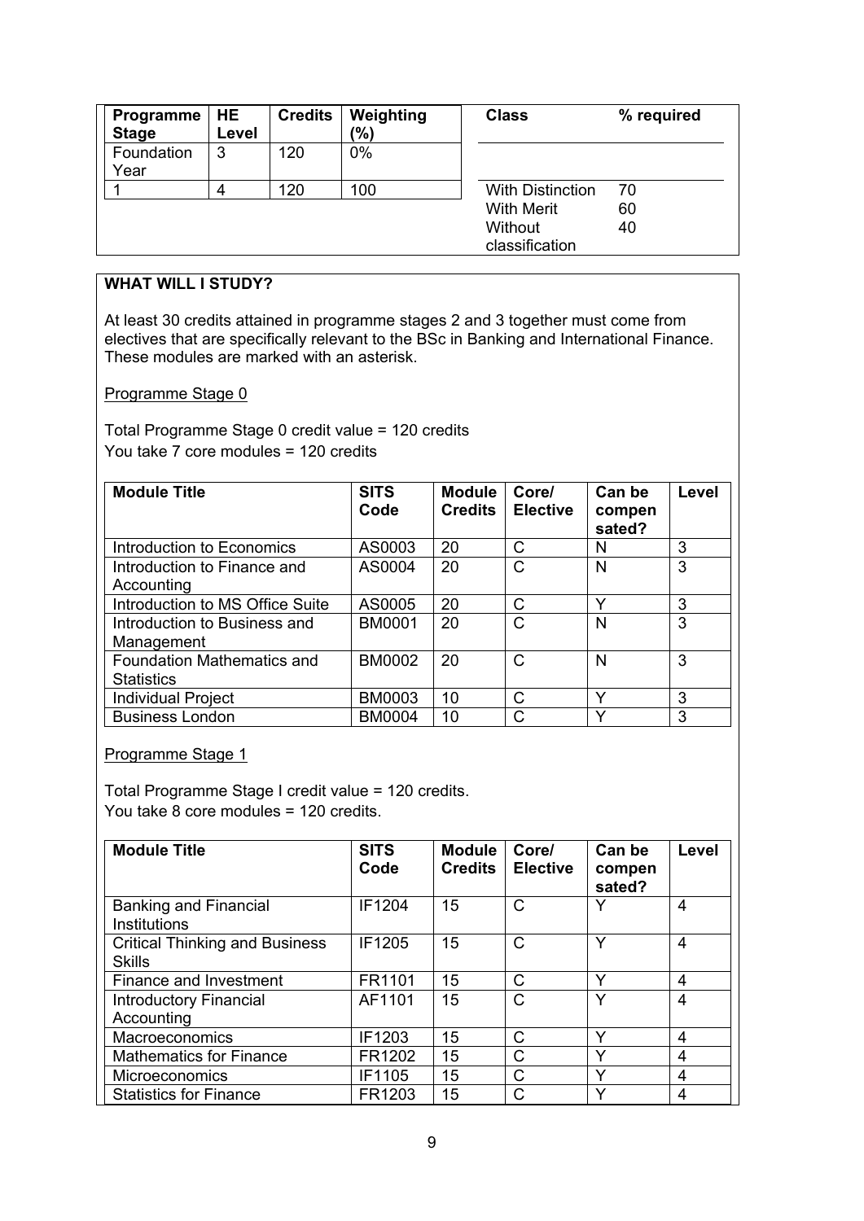| Programme Stage | HE Level | Credits | Weighting (%) | Class | % required |
|---|---|---|---|---|---|
| Foundation Year | 3 | 120 | 0% | | |
| 1 | 4 | 120 | 100 | With Distinction | 70 |
| | | | | With Merit | 60 |
| | | | | Without classification | 40 |

**WHAT WILL I STUDY?**

At least 30 credits attained in programme stages 2 and 3 together must come from electives that are specifically relevant to the BSc in Banking and International Finance. These modules are marked with an asterisk.

Programme Stage 0

Total Programme Stage 0 credit value = 120 credits
You take 7 core modules = 120 credits

| Module Title | SITS Code | Module Credits | Core/ Elective | Can be compensated? | Level |
|---|---|---|---|---|---|
| Introduction to Economics | AS0003 | 20 | C | N | 3 |
| Introduction to Finance and Accounting | AS0004 | 20 | C | N | 3 |
| Introduction to MS Office Suite | AS0005 | 20 | C | Y | 3 |
| Introduction to Business and Management | BM0001 | 20 | C | N | 3 |
| Foundation Mathematics and Statistics | BM0002 | 20 | C | N | 3 |
| Individual Project | BM0003 | 10 | C | Y | 3 |
| Business London | BM0004 | 10 | C | Y | 3 |

Programme Stage 1

Total Programme Stage I credit value = 120 credits.
You take 8 core modules = 120 credits.

| Module Title | SITS Code | Module Credits | Core/ Elective | Can be compensated? | Level |
|---|---|---|---|---|---|
| Banking and Financial Institutions | IF1204 | 15 | C | Y | 4 |
| Critical Thinking and Business Skills | IF1205 | 15 | C | Y | 4 |
| Finance and Investment | FR1101 | 15 | C | Y | 4 |
| Introductory Financial Accounting | AF1101 | 15 | C | Y | 4 |
| Macroeconomics | IF1203 | 15 | C | Y | 4 |
| Mathematics for Finance | FR1202 | 15 | C | Y | 4 |
| Microeconomics | IF1105 | 15 | C | Y | 4 |
| Statistics for Finance | FR1203 | 15 | C | Y | 4 |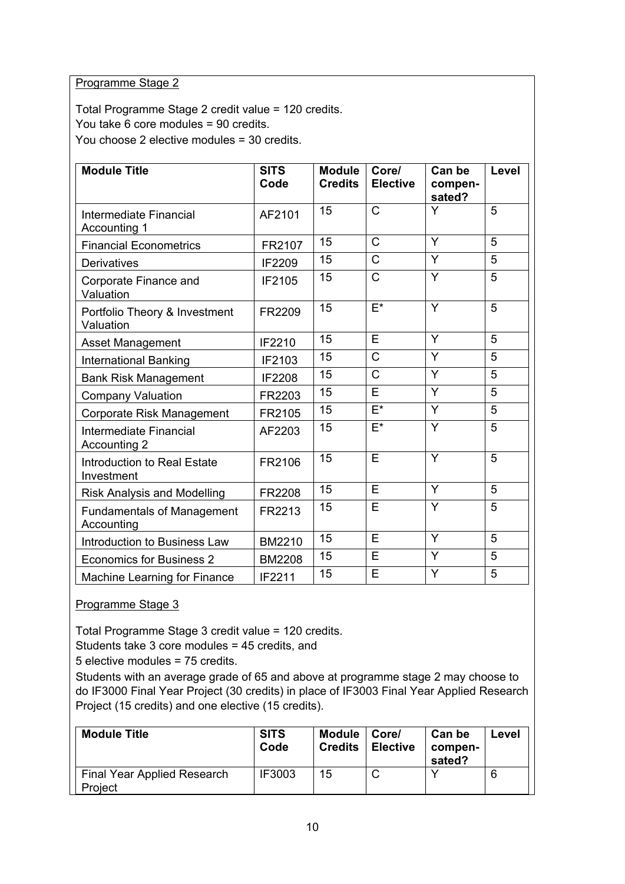Programme Stage 2

Total Programme Stage 2 credit value = 120 credits.
You take 6 core modules = 90 credits.
You choose 2 elective modules = 30 credits.

| Module Title | SITS Code | Module Credits | Core/ Elective | Can be compen-sated? | Level |
|---|---|---|---|---|---|
| Intermediate Financial Accounting 1 | AF2101 | 15 | C | Y | 5 |
| Financial Econometrics | FR2107 | 15 | C | Y | 5 |
| Derivatives | IF2209 | 15 | C | Y | 5 |
| Corporate Finance and Valuation | IF2105 | 15 | C | Y | 5 |
| Portfolio Theory & Investment Valuation | FR2209 | 15 | E* | Y | 5 |
| Asset Management | IF2210 | 15 | E | Y | 5 |
| International Banking | IF2103 | 15 | C | Y | 5 |
| Bank Risk Management | IF2208 | 15 | C | Y | 5 |
| Company Valuation | FR2203 | 15 | E | Y | 5 |
| Corporate Risk Management | FR2105 | 15 | E* | Y | 5 |
| Intermediate Financial Accounting 2 | AF2203 | 15 | E* | Y | 5 |
| Introduction to Real Estate Investment | FR2106 | 15 | E | Y | 5 |
| Risk Analysis and Modelling | FR2208 | 15 | E | Y | 5 |
| Fundamentals of Management Accounting | FR2213 | 15 | E | Y | 5 |
| Introduction to Business Law | BM2210 | 15 | E | Y | 5 |
| Economics for Business 2 | BM2208 | 15 | E | Y | 5 |
| Machine Learning for Finance | IF2211 | 15 | E | Y | 5 |

Programme Stage 3

Total Programme Stage 3 credit value = 120 credits.
Students take 3 core modules = 45 credits, and
5 elective modules = 75 credits.
Students with an average grade of 65 and above at programme stage 2 may choose to do IF3000 Final Year Project (30 credits) in place of IF3003 Final Year Applied Research Project (15 credits) and one elective (15 credits).

| Module Title | SITS Code | Module Credits | Core/ Elective | Can be compen-sated? | Level |
|---|---|---|---|---|---|
| Final Year Applied Research Project | IF3003 | 15 | C | Y | 6 |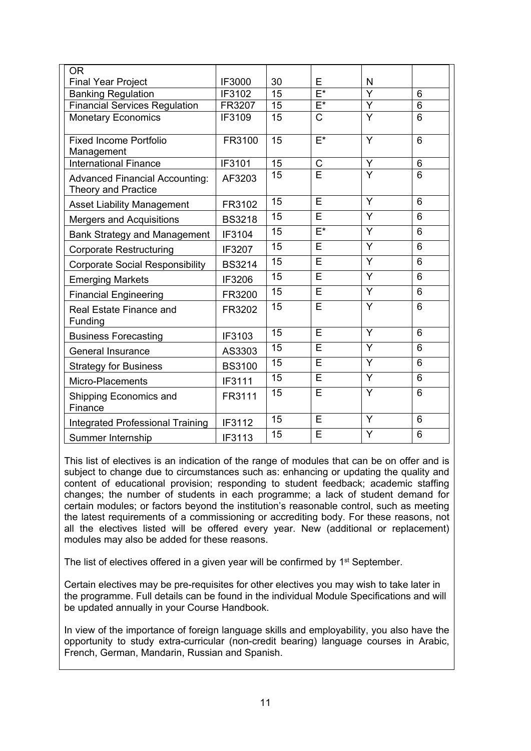| OR<br>Final Year Project | IF3000 | 30 | E | N | |
|---|---|---|---|---|---|
| Banking Regulation | IF3102 | 15 | E* | Y | 6 |
| Financial Services Regulation | FR3207 | 15 | E* | Y | 6 |
| Monetary Economics | IF3109 | 15 | C | Y | 6 |
| Fixed Income Portfolio Management | FR3100 | 15 | E* | Y | 6 |
| International Finance | IF3101 | 15 | C | Y | 6 |
| Advanced Financial Accounting: Theory and Practice | AF3203 | 15 | E | Y | 6 |
| Asset Liability Management | FR3102 | 15 | E | Y | 6 |
| Mergers and Acquisitions | BS3218 | 15 | E | Y | 6 |
| Bank Strategy and Management | IF3104 | 15 | E* | Y | 6 |
| Corporate Restructuring | IF3207 | 15 | E | Y | 6 |
| Corporate Social Responsibility | BS3214 | 15 | E | Y | 6 |
| Emerging Markets | IF3206 | 15 | E | Y | 6 |
| Financial Engineering | FR3200 | 15 | E | Y | 6 |
| Real Estate Finance and Funding | FR3202 | 15 | E | Y | 6 |
| Business Forecasting | IF3103 | 15 | E | Y | 6 |
| General Insurance | AS3303 | 15 | E | Y | 6 |
| Strategy for Business | BS3100 | 15 | E | Y | 6 |
| Micro-Placements | IF3111 | 15 | E | Y | 6 |
| Shipping Economics and Finance | FR3111 | 15 | E | Y | 6 |
| Integrated Professional Training | IF3112 | 15 | E | Y | 6 |
| Summer Internship | IF3113 | 15 | E | Y | 6 |

This list of electives is an indication of the range of modules that can be on offer and is subject to change due to circumstances such as: enhancing or updating the quality and content of educational provision; responding to student feedback; academic staffing changes; the number of students in each programme; a lack of student demand for certain modules; or factors beyond the institution's reasonable control, such as meeting the latest requirements of a commissioning or accrediting body. For these reasons, not all the electives listed will be offered every year. New (additional or replacement) modules may also be added for these reasons.

The list of electives offered in a given year will be confirmed by 1st September.

Certain electives may be pre-requisites for other electives you may wish to take later in the programme. Full details can be found in the individual Module Specifications and will be updated annually in your Course Handbook.

In view of the importance of foreign language skills and employability, you also have the opportunity to study extra-curricular (non-credit bearing) language courses in Arabic, French, German, Mandarin, Russian and Spanish.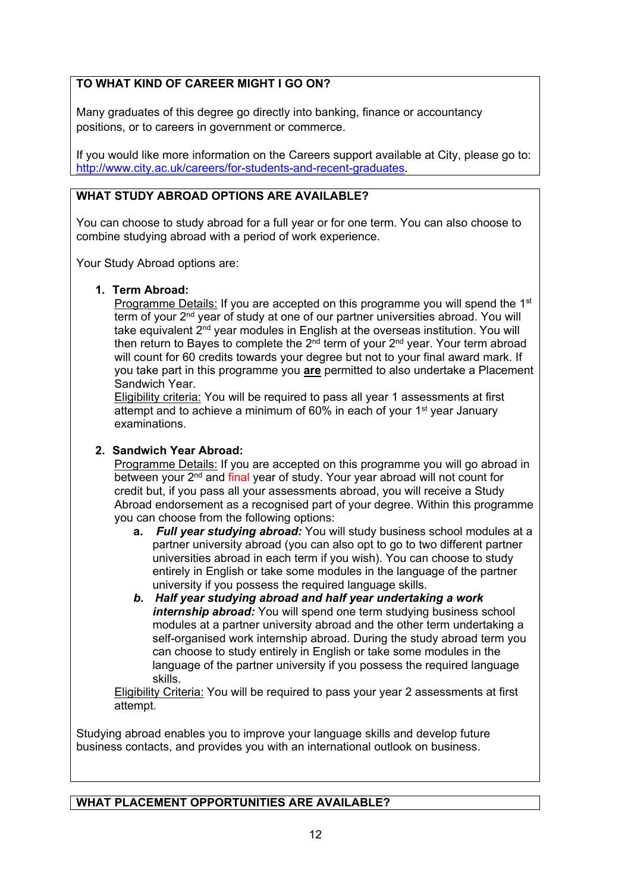## TO WHAT KIND OF CAREER MIGHT I GO ON?

Many graduates of this degree go directly into banking, finance or accountancy positions, or to careers in government or commerce.

If you would like more information on the Careers support available at City, please go to: http://www.city.ac.uk/careers/for-students-and-recent-graduates.

## WHAT STUDY ABROAD OPTIONS ARE AVAILABLE?

You can choose to study abroad for a full year or for one term. You can also choose to combine studying abroad with a period of work experience.

Your Study Abroad options are:

1. **Term Abroad:**
   Programme Details: If you are accepted on this programme you will spend the 1st term of your 2nd year of study at one of our partner universities abroad. You will take equivalent 2nd year modules in English at the overseas institution. You will then return to Bayes to complete the 2nd term of your 2nd year. Your term abroad will count for 60 credits towards your degree but not to your final award mark. If you take part in this programme you **are** permitted to also undertake a Placement Sandwich Year.
   Eligibility criteria: You will be required to pass all year 1 assessments at first attempt and to achieve a minimum of 60% in each of your 1st year January examinations.

2. **Sandwich Year Abroad:**
   Programme Details: If you are accepted on this programme you will go abroad in between your 2nd and final year of study. Your year abroad will not count for credit but, if you pass all your assessments abroad, you will receive a Study Abroad endorsement as a recognised part of your degree. Within this programme you can choose from the following options:
   a. ***Full year studying abroad:*** You will study business school modules at a partner university abroad (you can also opt to go to two different partner universities abroad in each term if you wish). You can choose to study entirely in English or take some modules in the language of the partner university if you possess the required language skills.
   b. ***Half year studying abroad and half year undertaking a work internship abroad:*** You will spend one term studying business school modules at a partner university abroad and the other term undertaking a self-organised work internship abroad. During the study abroad term you can choose to study entirely in English or take some modules in the language of the partner university if you possess the required language skills.

   Eligibility Criteria: You will be required to pass your year 2 assessments at first attempt.

Studying abroad enables you to improve your language skills and develop future business contacts, and provides you with an international outlook on business.

## WHAT PLACEMENT OPPORTUNITIES ARE AVAILABLE?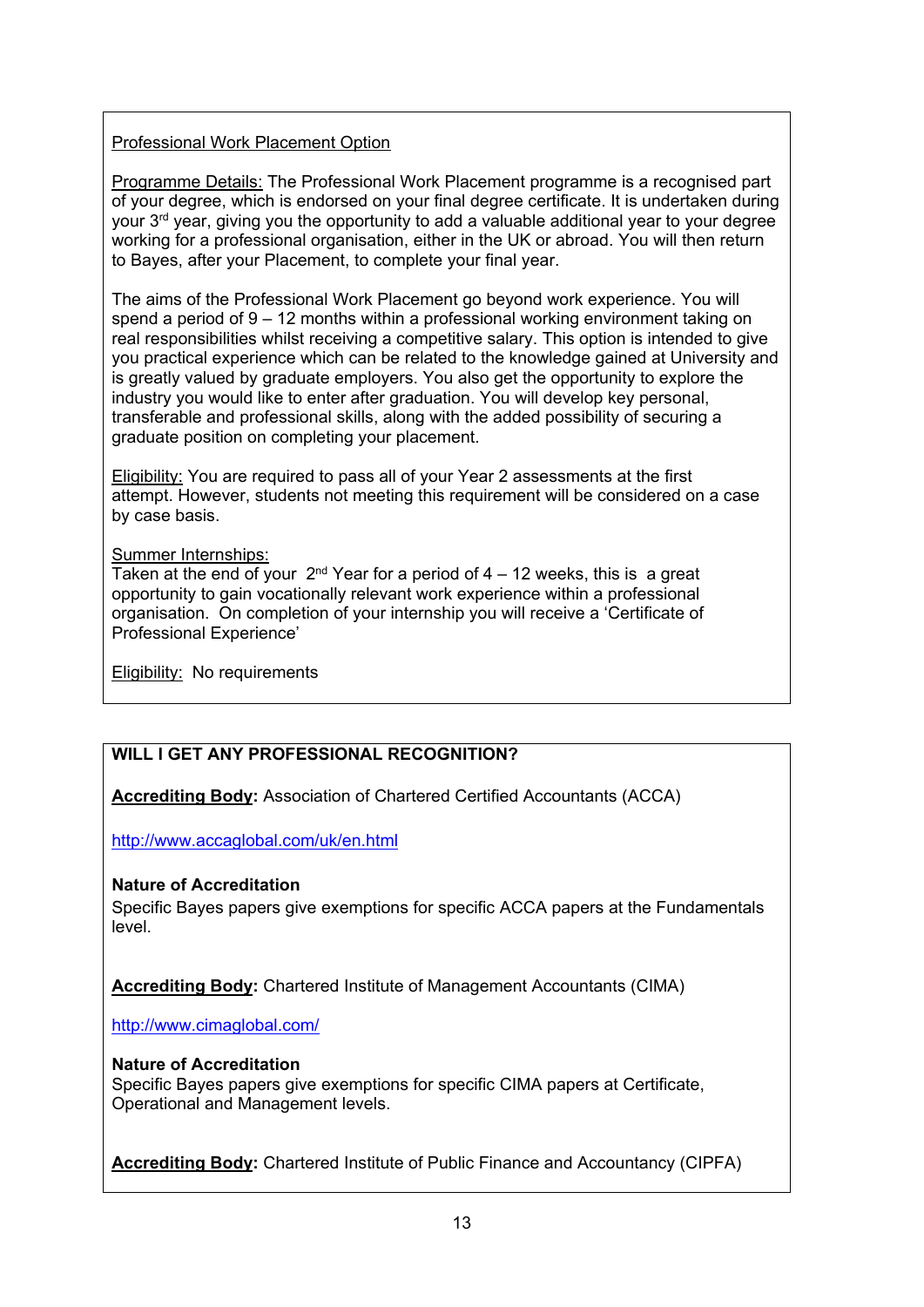Professional Work Placement Option

Programme Details: The Professional Work Placement programme is a recognised part of your degree, which is endorsed on your final degree certificate. It is undertaken during your 3rd year, giving you the opportunity to add a valuable additional year to your degree working for a professional organisation, either in the UK or abroad. You will then return to Bayes, after your Placement, to complete your final year.

The aims of the Professional Work Placement go beyond work experience. You will spend a period of 9 – 12 months within a professional working environment taking on real responsibilities whilst receiving a competitive salary. This option is intended to give you practical experience which can be related to the knowledge gained at University and is greatly valued by graduate employers. You also get the opportunity to explore the industry you would like to enter after graduation. You will develop key personal, transferable and professional skills, along with the added possibility of securing a graduate position on completing your placement.

Eligibility: You are required to pass all of your Year 2 assessments at the first attempt. However, students not meeting this requirement will be considered on a case by case basis.

Summer Internships:
Taken at the end of your 2nd Year for a period of 4 – 12 weeks, this is a great opportunity to gain vocationally relevant work experience within a professional organisation. On completion of your internship you will receive a 'Certificate of Professional Experience'

Eligibility: No requirements

## WILL I GET ANY PROFESSIONAL RECOGNITION?

**Accrediting Body:** Association of Chartered Certified Accountants (ACCA)

http://www.accaglobal.com/uk/en.html

**Nature of Accreditation**

Specific Bayes papers give exemptions for specific ACCA papers at the Fundamentals level.

**Accrediting Body:** Chartered Institute of Management Accountants (CIMA)

http://www.cimaglobal.com/

**Nature of Accreditation**

Specific Bayes papers give exemptions for specific CIMA papers at Certificate, Operational and Management levels.

**Accrediting Body:** Chartered Institute of Public Finance and Accountancy (CIPFA)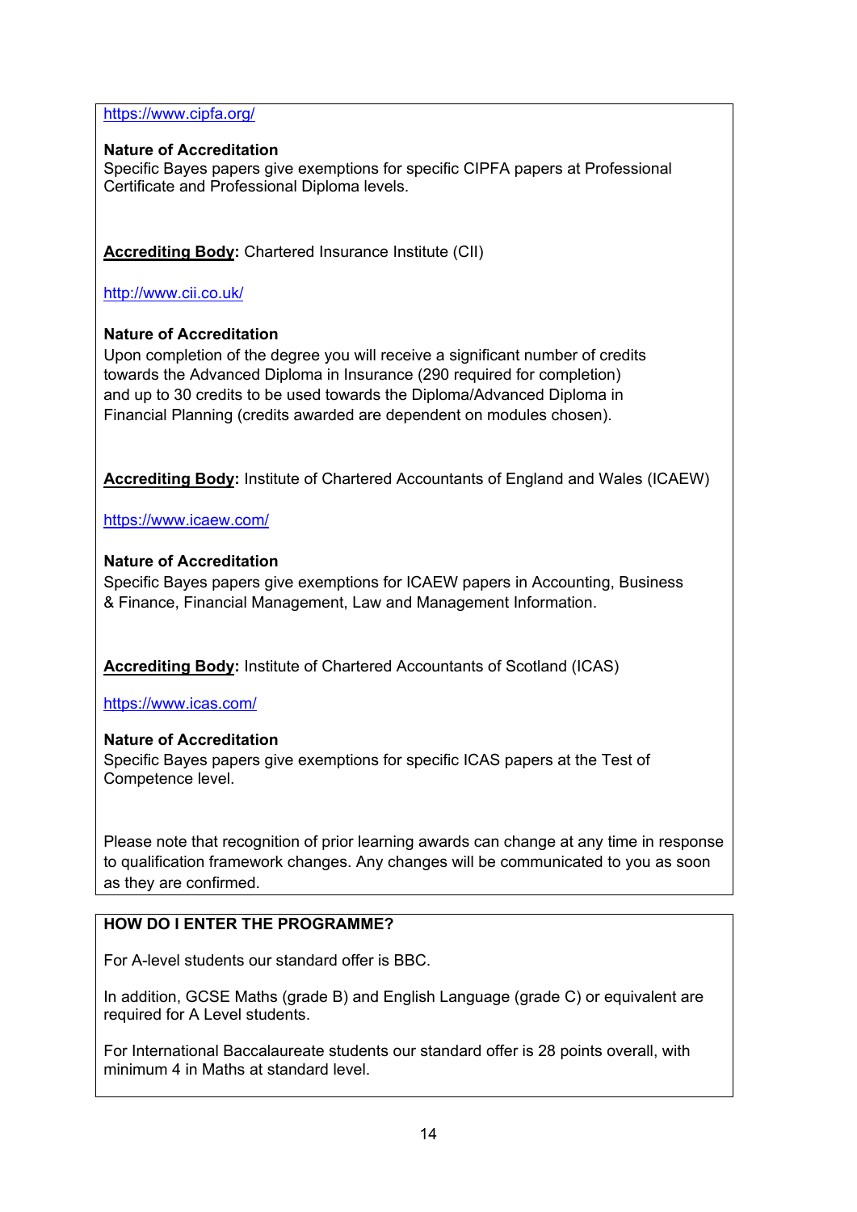https://www.cipfa.org/

**Nature of Accreditation**
Specific Bayes papers give exemptions for specific CIPFA papers at Professional Certificate and Professional Diploma levels.

**Accrediting Body**: Chartered Insurance Institute (CII)

http://www.cii.co.uk/

**Nature of Accreditation**
Upon completion of the degree you will receive a significant number of credits towards the Advanced Diploma in Insurance (290 required for completion) and up to 30 credits to be used towards the Diploma/Advanced Diploma in Financial Planning (credits awarded are dependent on modules chosen).

**Accrediting Body**: Institute of Chartered Accountants of England and Wales (ICAEW)

https://www.icaew.com/

**Nature of Accreditation**
Specific Bayes papers give exemptions for ICAEW papers in Accounting, Business & Finance, Financial Management, Law and Management Information.

**Accrediting Body**: Institute of Chartered Accountants of Scotland (ICAS)

https://www.icas.com/

**Nature of Accreditation**
Specific Bayes papers give exemptions for specific ICAS papers at the Test of Competence level.

Please note that recognition of prior learning awards can change at any time in response to qualification framework changes. Any changes will be communicated to you as soon as they are confirmed.

## HOW DO I ENTER THE PROGRAMME?

For A-level students our standard offer is BBC.

In addition, GCSE Maths (grade B) and English Language (grade C) or equivalent are required for A Level students.

For International Baccalaureate students our standard offer is 28 points overall, with minimum 4 in Maths at standard level.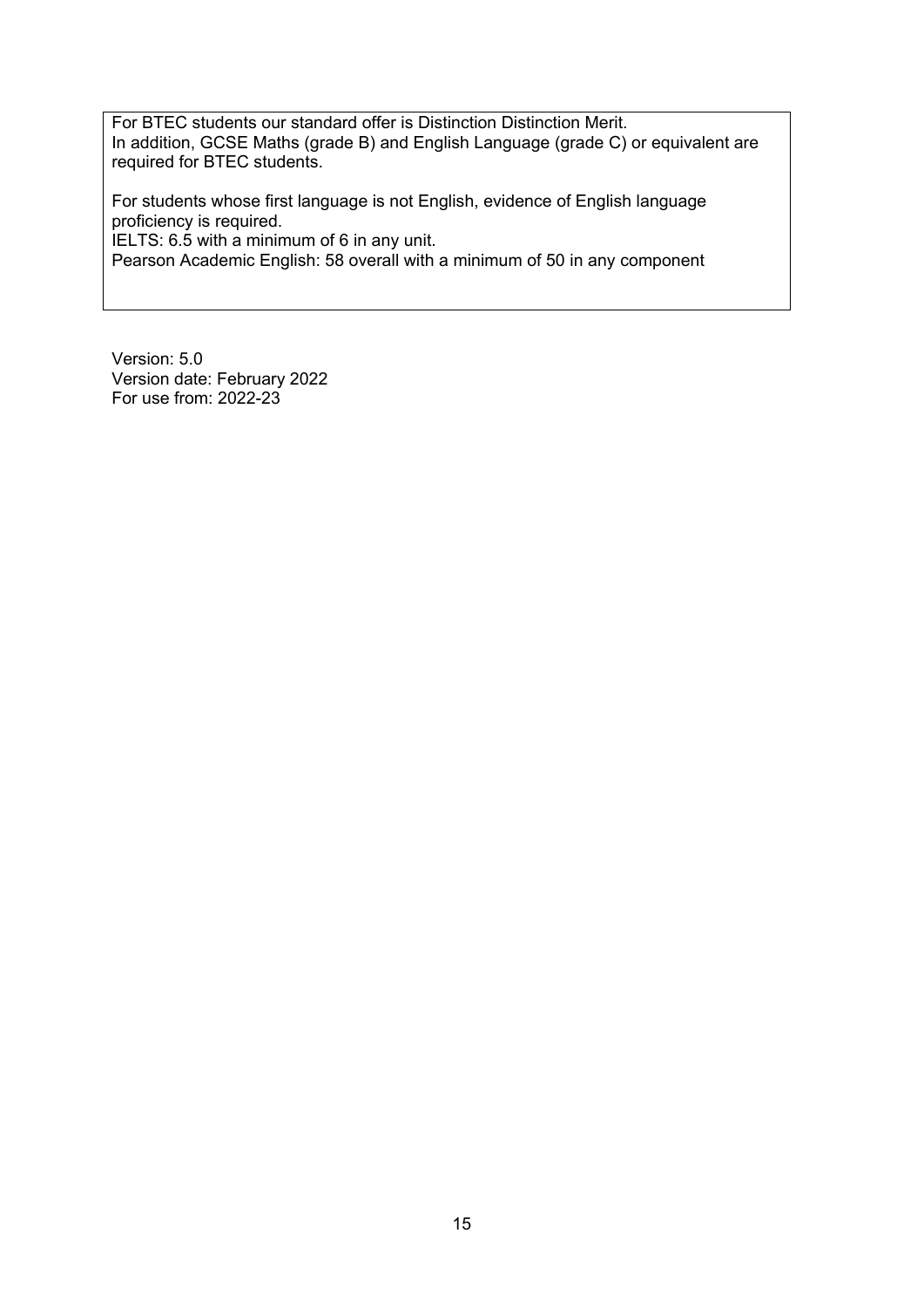For BTEC students our standard offer is Distinction Distinction Merit.
In addition, GCSE Maths (grade B) and English Language (grade C) or equivalent are required for BTEC students.

For students whose first language is not English, evidence of English language proficiency is required.
IELTS: 6.5 with a minimum of 6 in any unit.
Pearson Academic English: 58 overall with a minimum of 50 in any component

Version: 5.0
Version date: February 2022
For use from: 2022-23